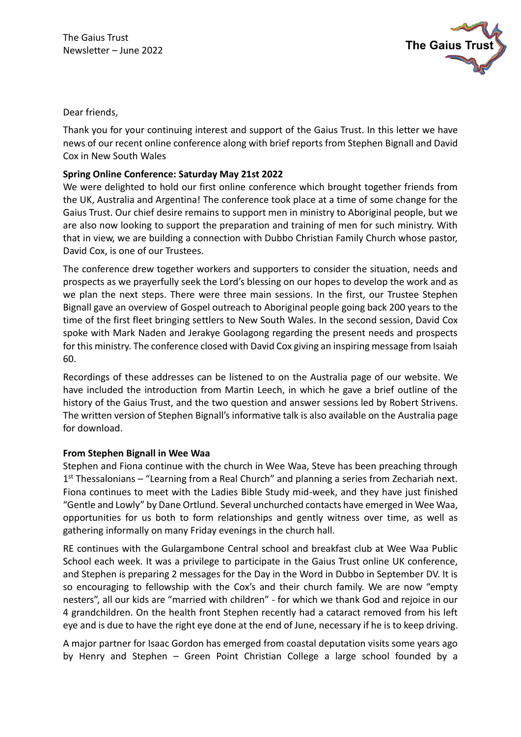The Gaius Trust
Newsletter – June 2022

Dear friends,

Thank you for your continuing interest and support of the Gaius Trust. In this letter we have news of our recent online conference along with brief reports from Stephen Bignall and David Cox in New South Wales

**Spring Online Conference: Saturday May 21st 2022**

We were delighted to hold our first online conference which brought together friends from the UK, Australia and Argentina! The conference took place at a time of some change for the Gaius Trust. Our chief desire remains to support men in ministry to Aboriginal people, but we are also now looking to support the preparation and training of men for such ministry. With that in view, we are building a connection with Dubbo Christian Family Church whose pastor, David Cox, is one of our Trustees.

The conference drew together workers and supporters to consider the situation, needs and prospects as we prayerfully seek the Lord's blessing on our hopes to develop the work and as we plan the next steps. There were three main sessions. In the first, our Trustee Stephen Bignall gave an overview of Gospel outreach to Aboriginal people going back 200 years to the time of the first fleet bringing settlers to New South Wales. In the second session, David Cox spoke with Mark Naden and Jerakye Goolagong regarding the present needs and prospects for this ministry. The conference closed with David Cox giving an inspiring message from Isaiah 60.

Recordings of these addresses can be listened to on the Australia page of our website. We have included the introduction from Martin Leech, in which he gave a brief outline of the history of the Gaius Trust, and the two question and answer sessions led by Robert Strivens. The written version of Stephen Bignall's informative talk is also available on the Australia page for download.

**From Stephen Bignall in Wee Waa**

Stephen and Fiona continue with the church in Wee Waa, Steve has been preaching through 1st Thessalonians – "Learning from a Real Church" and planning a series from Zechariah next. Fiona continues to meet with the Ladies Bible Study mid-week, and they have just finished "Gentle and Lowly" by Dane Ortlund. Several unchurched contacts have emerged in Wee Waa, opportunities for us both to form relationships and gently witness over time, as well as gathering informally on many Friday evenings in the church hall.

RE continues with the Gulargambone Central school and breakfast club at Wee Waa Public School each week. It was a privilege to participate in the Gaius Trust online UK conference, and Stephen is preparing 2 messages for the Day in the Word in Dubbo in September DV. It is so encouraging to fellowship with the Cox's and their church family. We are now "empty nesters", all our kids are "married with children" - for which we thank God and rejoice in our 4 grandchildren. On the health front Stephen recently had a cataract removed from his left eye and is due to have the right eye done at the end of June, necessary if he is to keep driving.

A major partner for Isaac Gordon has emerged from coastal deputation visits some years ago by Henry and Stephen – Green Point Christian College a large school founded by a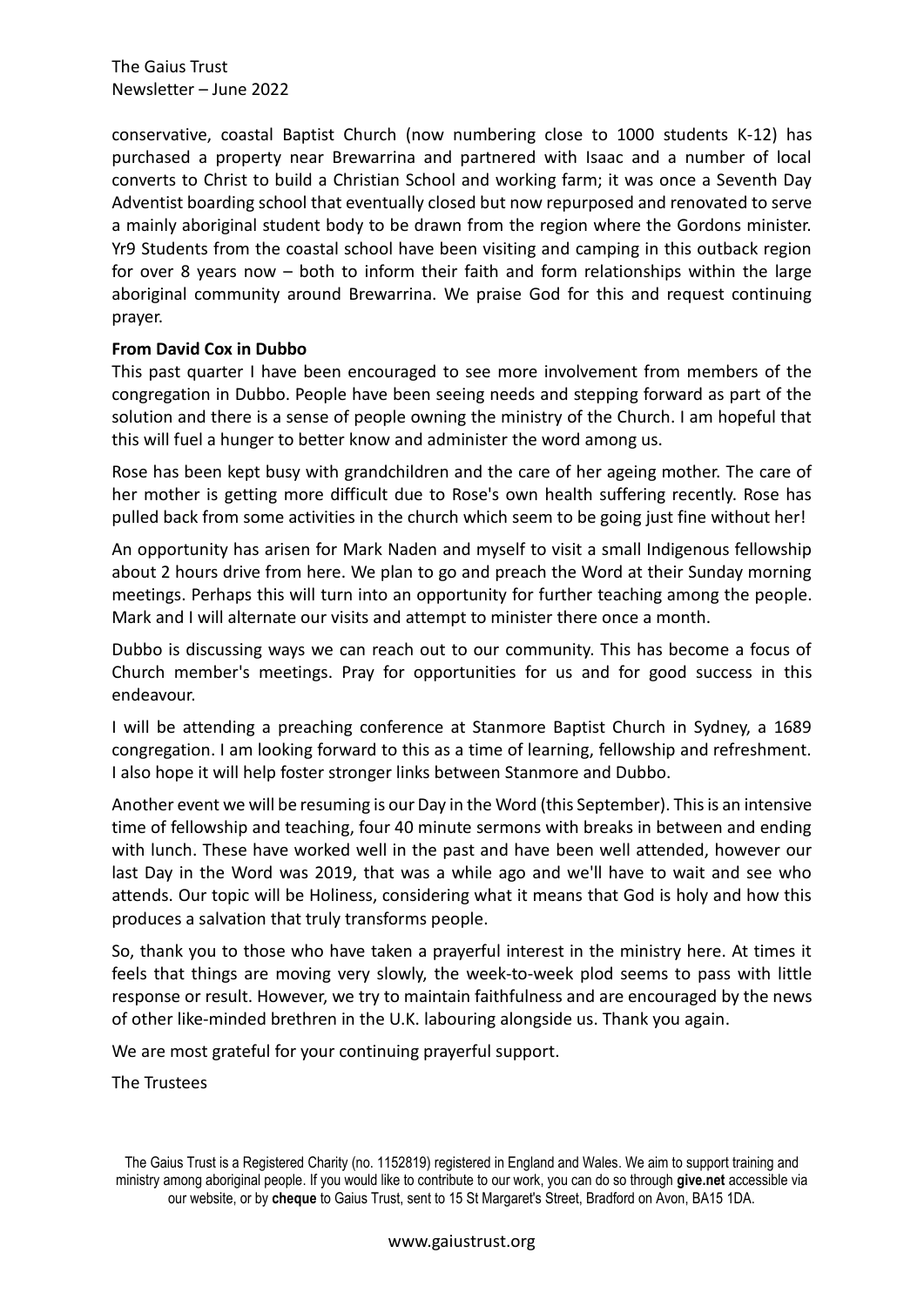conservative, coastal Baptist Church (now numbering close to 1000 students K-12) has purchased a property near Brewarrina and partnered with Isaac and a number of local converts to Christ to build a Christian School and working farm; it was once a Seventh Day Adventist boarding school that eventually closed but now repurposed and renovated to serve a mainly aboriginal student body to be drawn from the region where the Gordons minister. Yr9 Students from the coastal school have been visiting and camping in this outback region for over 8 years now – both to inform their faith and form relationships within the large aboriginal community around Brewarrina. We praise God for this and request continuing prayer.

**From David Cox in Dubbo**

This past quarter I have been encouraged to see more involvement from members of the congregation in Dubbo. People have been seeing needs and stepping forward as part of the solution and there is a sense of people owning the ministry of the Church. I am hopeful that this will fuel a hunger to better know and administer the word among us.

Rose has been kept busy with grandchildren and the care of her ageing mother. The care of her mother is getting more difficult due to Rose's own health suffering recently. Rose has pulled back from some activities in the church which seem to be going just fine without her!

An opportunity has arisen for Mark Naden and myself to visit a small Indigenous fellowship about 2 hours drive from here. We plan to go and preach the Word at their Sunday morning meetings. Perhaps this will turn into an opportunity for further teaching among the people. Mark and I will alternate our visits and attempt to minister there once a month.

Dubbo is discussing ways we can reach out to our community. This has become a focus of Church member's meetings. Pray for opportunities for us and for good success in this endeavour.

I will be attending a preaching conference at Stanmore Baptist Church in Sydney, a 1689 congregation. I am looking forward to this as a time of learning, fellowship and refreshment. I also hope it will help foster stronger links between Stanmore and Dubbo.

Another event we will be resuming is our Day in the Word (this September). This is an intensive time of fellowship and teaching, four 40 minute sermons with breaks in between and ending with lunch. These have worked well in the past and have been well attended, however our last Day in the Word was 2019, that was a while ago and we'll have to wait and see who attends. Our topic will be Holiness, considering what it means that God is holy and how this produces a salvation that truly transforms people.

So, thank you to those who have taken a prayerful interest in the ministry here. At times it feels that things are moving very slowly, the week-to-week plod seems to pass with little response or result. However, we try to maintain faithfulness and are encouraged by the news of other like-minded brethren in the U.K. labouring alongside us. Thank you again.

We are most grateful for your continuing prayerful support.

The Trustees

The Gaius Trust is a Registered Charity (no. 1152819) registered in England and Wales. We aim to support training and ministry among aboriginal people. If you would like to contribute to our work, you can do so through **give.net** accessible via our website, or by **cheque** to Gaius Trust, sent to 15 St Margaret's Street, Bradford on Avon, BA15 1DA.

www.gaiustrust.org